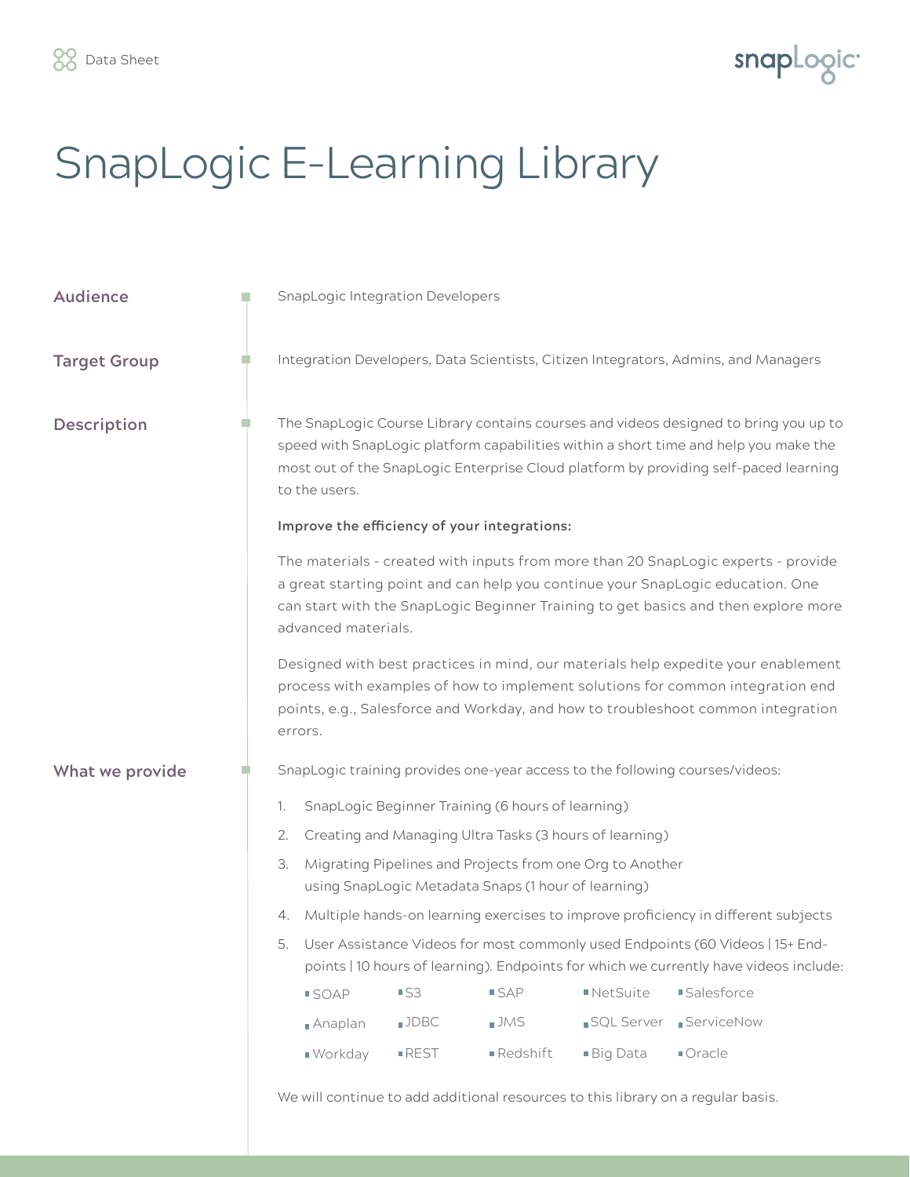# SnapLogic E-Learning Library

## Audience

SnapLogic Integration Developers

## Target Group

Integration Developers, Data Scientists, Citizen Integrators, Admins, and Managers

## Description

The SnapLogic Course Library contains courses and videos designed to bring you up to speed with SnapLogic platform capabilities within a short time and help you make the most out of the SnapLogic Enterprise Cloud platform by providing self-paced learning to the users.

**Improve the efficiency of your integrations:**

The materials - created with inputs from more than 20 SnapLogic experts - provide a great starting point and can help you continue your SnapLogic education. One can start with the SnapLogic Beginner Training to get basics and then explore more advanced materials.

Designed with best practices in mind, our materials help expedite your enablement process with examples of how to implement solutions for common integration end points, e.g., Salesforce and Workday, and how to troubleshoot common integration errors.

## What we provide

SnapLogic training provides one-year access to the following courses/videos:

1. SnapLogic Beginner Training (6 hours of learning)
2. Creating and Managing Ultra Tasks (3 hours of learning)
3. Migrating Pipelines and Projects from one Org to Another using SnapLogic Metadata Snaps (1 hour of learning)
4. Multiple hands-on learning exercises to improve proficiency in different subjects
5. User Assistance Videos for most commonly used Endpoints (60 Videos | 15+ End-points | 10 hours of learning). Endpoints for which we currently have videos include:
   - SOAP
   - S3
   - SAP
   - NetSuite
   - Salesforce
   - Anaplan
   - JDBC
   - JMS
   - SQL Server
   - ServiceNow
   - Workday
   - REST
   - Redshift
   - Big Data
   - Oracle

We will continue to add additional resources to this library on a regular basis.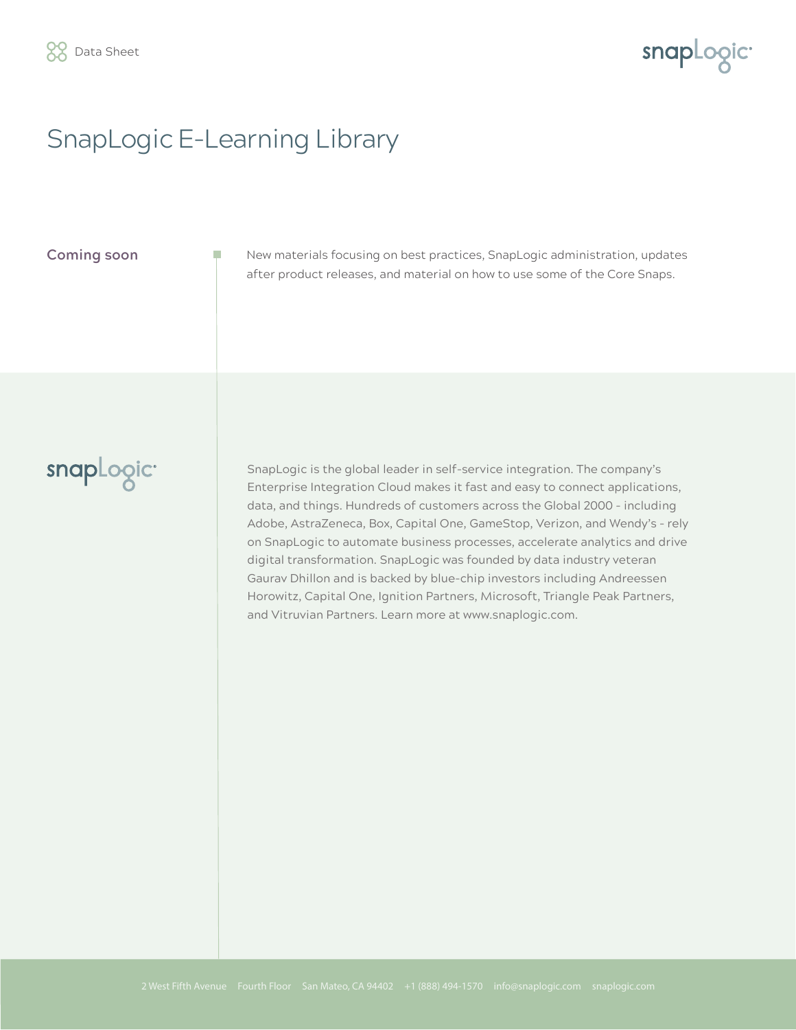# SnapLogic E-Learning Library

**Coming soon**

New materials focusing on best practices, SnapLogic administration, updates after product releases, and material on how to use some of the Core Snaps.

snapLogic

SnapLogic is the global leader in self-service integration. The company's Enterprise Integration Cloud makes it fast and easy to connect applications, data, and things. Hundreds of customers across the Global 2000 - including Adobe, AstraZeneca, Box, Capital One, GameStop, Verizon, and Wendy's - rely on SnapLogic to automate business processes, accelerate analytics and drive digital transformation. SnapLogic was founded by data industry veteran Gaurav Dhillon and is backed by blue-chip investors including Andreessen Horowitz, Capital One, Ignition Partners, Microsoft, Triangle Peak Partners, and Vitruvian Partners. Learn more at www.snaplogic.com.

2 West Fifth Avenue Fourth Floor San Mateo, CA 94402 +1 (888) 494-1570 info@snaplogic.com snaplogic.com